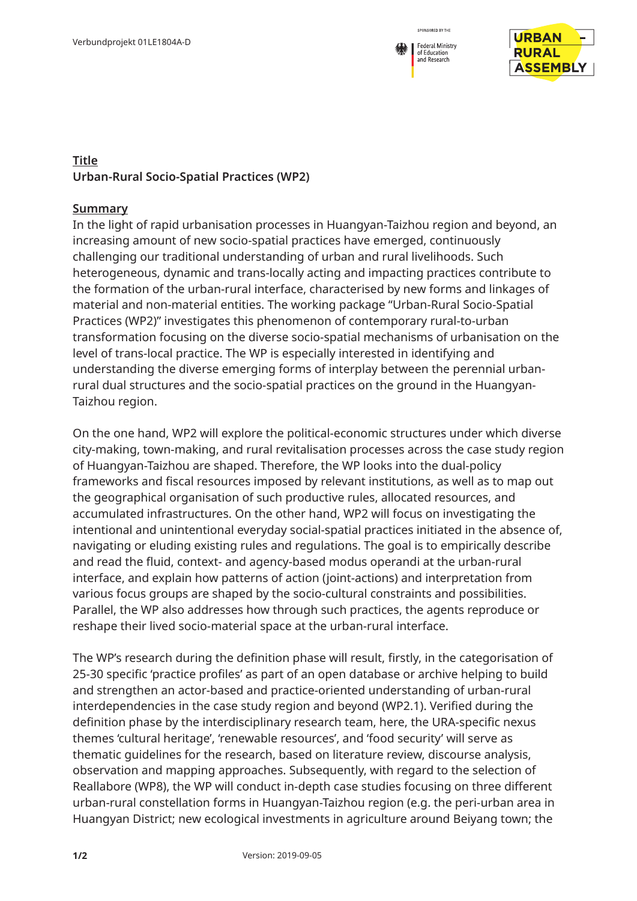**Title**

**Urban-Rural Socio-Spatial Practices (WP2)**

**Summary**

In the light of rapid urbanisation processes in Huangyan-Taizhou region and beyond, an increasing amount of new socio-spatial practices have emerged, continuously challenging our traditional understanding of urban and rural livelihoods. Such heterogeneous, dynamic and trans-locally acting and impacting practices contribute to the formation of the urban-rural interface, characterised by new forms and linkages of material and non-material entities. The working package "Urban-Rural Socio-Spatial Practices (WP2)" investigates this phenomenon of contemporary rural-to-urban transformation focusing on the diverse socio-spatial mechanisms of urbanisation on the level of trans-local practice. The WP is especially interested in identifying and understanding the diverse emerging forms of interplay between the perennial urban-rural dual structures and the socio-spatial practices on the ground in the Huangyan-Taizhou region.

On the one hand, WP2 will explore the political-economic structures under which diverse city-making, town-making, and rural revitalisation processes across the case study region of Huangyan-Taizhou are shaped. Therefore, the WP looks into the dual-policy frameworks and fiscal resources imposed by relevant institutions, as well as to map out the geographical organisation of such productive rules, allocated resources, and accumulated infrastructures. On the other hand, WP2 will focus on investigating the intentional and unintentional everyday social-spatial practices initiated in the absence of, navigating or eluding existing rules and regulations. The goal is to empirically describe and read the fluid, context- and agency-based modus operandi at the urban-rural interface, and explain how patterns of action (joint-actions) and interpretation from various focus groups are shaped by the socio-cultural constraints and possibilities. Parallel, the WP also addresses how through such practices, the agents reproduce or reshape their lived socio-material space at the urban-rural interface.

The WP's research during the definition phase will result, firstly, in the categorisation of 25-30 specific 'practice profiles' as part of an open database or archive helping to build and strengthen an actor-based and practice-oriented understanding of urban-rural interdependencies in the case study region and beyond (WP2.1). Verified during the definition phase by the interdisciplinary research team, here, the URA-specific nexus themes 'cultural heritage', 'renewable resources', and 'food security' will serve as thematic guidelines for the research, based on literature review, discourse analysis, observation and mapping approaches. Subsequently, with regard to the selection of Reallabore (WP8), the WP will conduct in-depth case studies focusing on three different urban-rural constellation forms in Huangyan-Taizhou region (e.g. the peri-urban area in Huangyan District; new ecological investments in agriculture around Beiyang town; the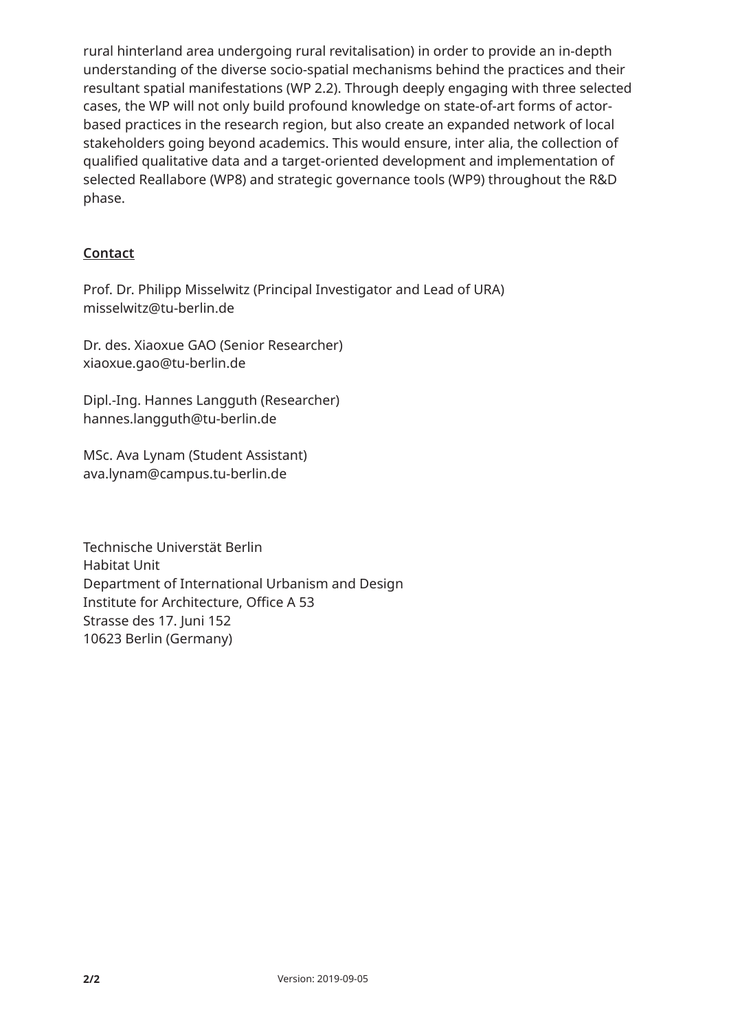rural hinterland area undergoing rural revitalisation) in order to provide an in-depth understanding of the diverse socio-spatial mechanisms behind the practices and their resultant spatial manifestations (WP 2.2). Through deeply engaging with three selected cases, the WP will not only build profound knowledge on state-of-art forms of actor-based practices in the research region, but also create an expanded network of local stakeholders going beyond academics. This would ensure, inter alia, the collection of qualified qualitative data and a target-oriented development and implementation of selected Reallabore (WP8) and strategic governance tools (WP9) throughout the R&D phase.

**Contact**

Prof. Dr. Philipp Misselwitz (Principal Investigator and Lead of URA)
misselwitz@tu-berlin.de

Dr. des. Xiaoxue GAO (Senior Researcher)
xiaoxue.gao@tu-berlin.de

Dipl.-Ing. Hannes Langguth (Researcher)
hannes.langguth@tu-berlin.de

MSc. Ava Lynam (Student Assistant)
ava.lynam@campus.tu-berlin.de

Technische Universtät Berlin
Habitat Unit
Department of International Urbanism and Design
Institute for Architecture, Office A 53
Strasse des 17. Juni 152
10623 Berlin (Germany)

Version: 2019-09-05